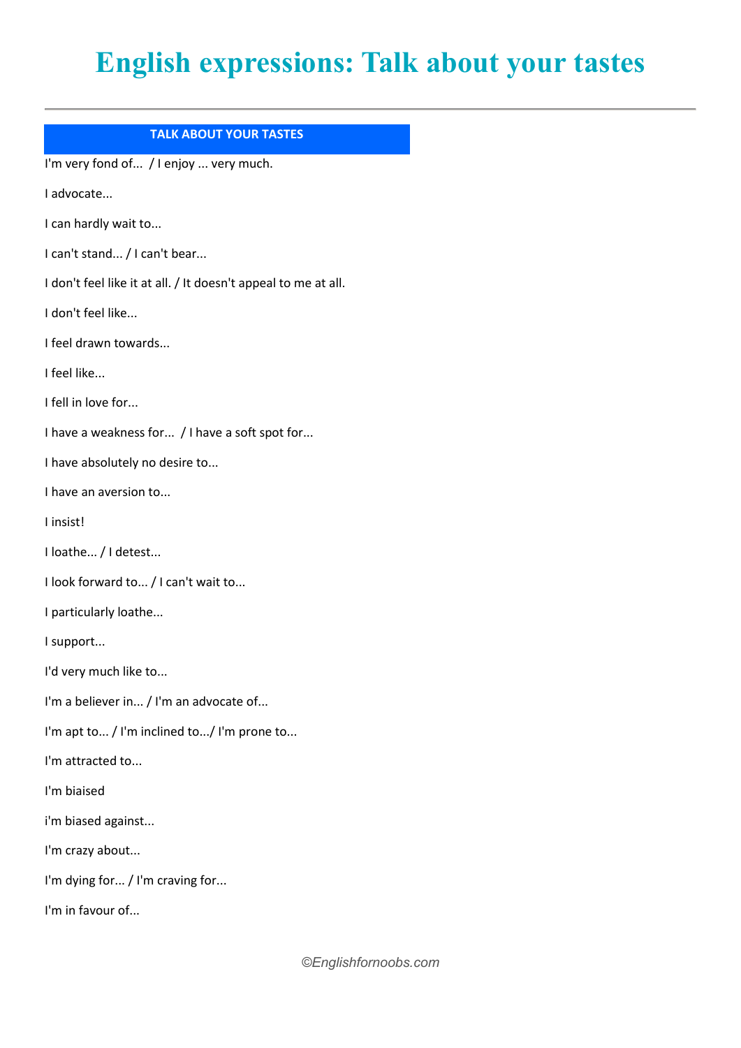# English expressions: Talk about your tastes

| TALK ABOUT YOUR TASTES |
| --- |
| I'm very fond of... / I enjoy ... very much. |
| I advocate... |
| I can hardly wait to... |
| I can't stand... / I can't bear... |
| I don't feel like it at all. / It doesn't appeal to me at all. |
| I don't feel like... |
| I feel drawn towards... |
| I feel like... |
| I fell in love for... |
| I have a weakness for... / I have a soft spot for... |
| I have absolutely no desire to... |
| I have an aversion to... |
| I insist! |
| I loathe... / I detest... |
| I look forward to... / I can't wait to... |
| I particularly loathe... |
| I support... |
| I'd very much like to... |
| I'm a believer in... / I'm an advocate of... |
| I'm apt to... / I'm inclined to.../ I'm prone to... |
| I'm attracted to... |
| I'm biaised |
| i'm biased against... |
| I'm crazy about... |
| I'm dying for... / I'm craving for... |
| I'm in favour of... |

©Englishfornoobs.com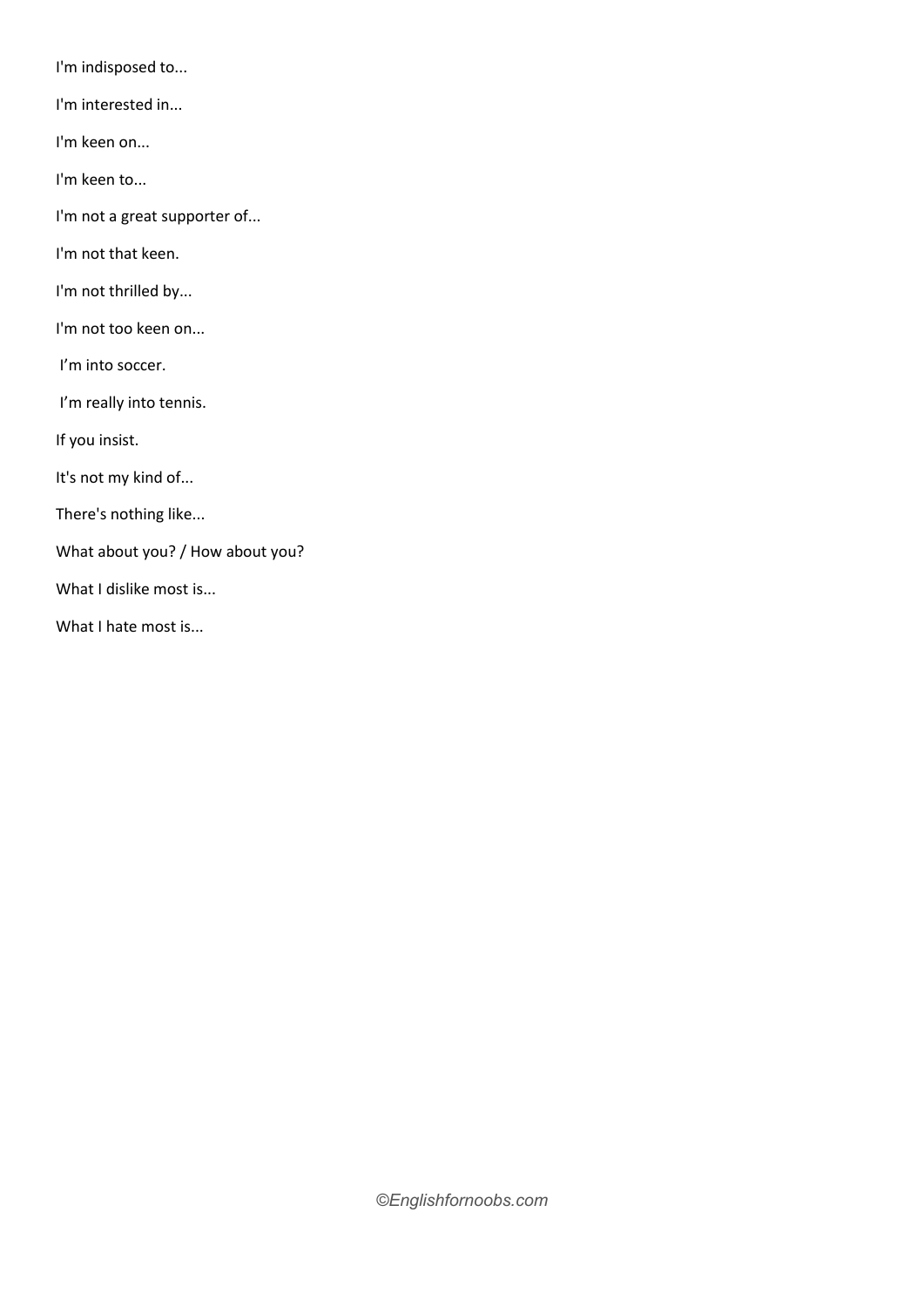I'm indisposed to...

I'm interested in...

I'm keen on...

I'm keen to...

I'm not a great supporter of...

I'm not that keen.

I'm not thrilled by...

I'm not too keen on...

I'm into soccer.

I'm really into tennis.

If you insist.

It's not my kind of...

There's nothing like...

What about you? / How about you?

What I dislike most is...

What I hate most is...

*©Englishfornoobs.com*